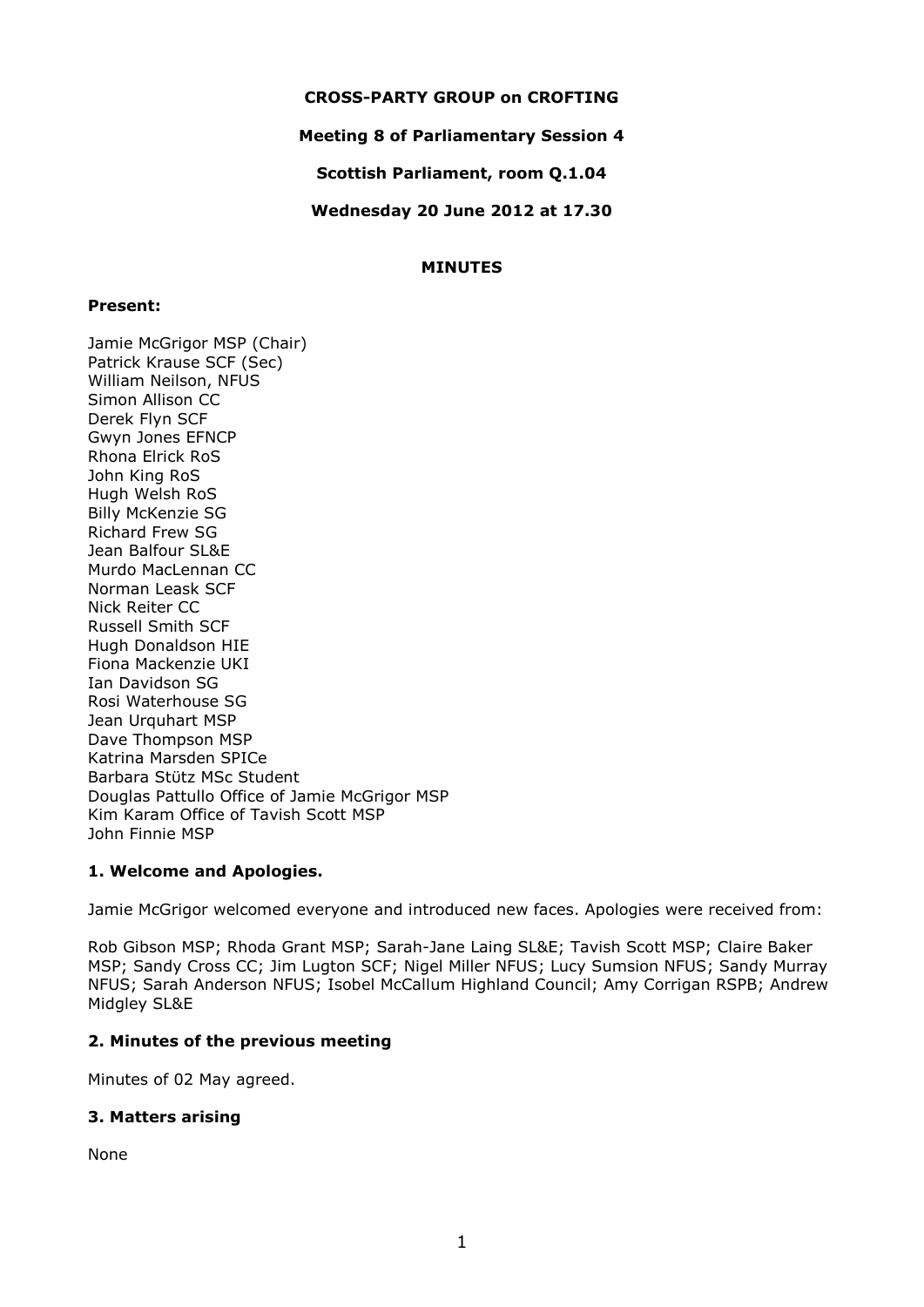**CROSS-PARTY GROUP on CROFTING**

**Meeting 8 of Parliamentary Session 4**

**Scottish Parliament, room Q.1.04**

**Wednesday 20 June 2012 at 17.30**

**MINUTES**

**Present:**

Jamie McGrigor MSP (Chair)
Patrick Krause SCF (Sec)
William Neilson, NFUS
Simon Allison CC
Derek Flyn SCF
Gwyn Jones EFNCP
Rhona Elrick RoS
John King RoS
Hugh Welsh RoS
Billy McKenzie SG
Richard Frew SG
Jean Balfour SL&E
Murdo MacLennan CC
Norman Leask SCF
Nick Reiter CC
Russell Smith SCF
Hugh Donaldson HIE
Fiona Mackenzie UKI
Ian Davidson SG
Rosi Waterhouse SG
Jean Urquhart MSP
Dave Thompson MSP
Katrina Marsden SPICe
Barbara Stütz MSc Student
Douglas Pattullo Office of Jamie McGrigor MSP
Kim Karam Office of Tavish Scott MSP
John Finnie MSP

## 1. Welcome and Apologies.

Jamie McGrigor welcomed everyone and introduced new faces. Apologies were received from:

Rob Gibson MSP; Rhoda Grant MSP; Sarah-Jane Laing SL&E; Tavish Scott MSP; Claire Baker MSP; Sandy Cross CC; Jim Lugton SCF; Nigel Miller NFUS; Lucy Sumsion NFUS; Sandy Murray NFUS; Sarah Anderson NFUS; Isobel McCallum Highland Council; Amy Corrigan RSPB; Andrew Midgley SL&E

## 2. Minutes of the previous meeting

Minutes of 02 May agreed.

## 3. Matters arising

None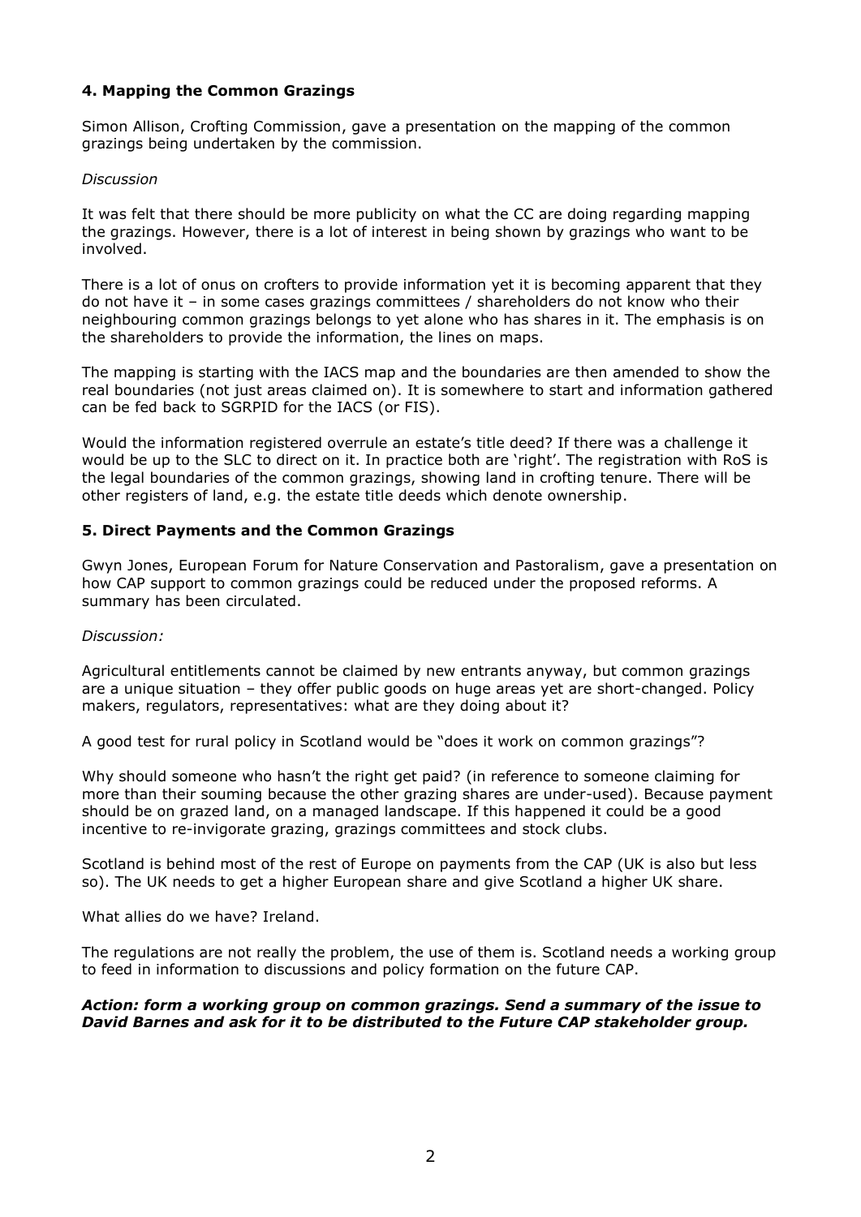### 4. Mapping the Common Grazings

Simon Allison, Crofting Commission, gave a presentation on the mapping of the common grazings being undertaken by the commission.

*Discussion*

It was felt that there should be more publicity on what the CC are doing regarding mapping the grazings. However, there is a lot of interest in being shown by grazings who want to be involved.

There is a lot of onus on crofters to provide information yet it is becoming apparent that they do not have it – in some cases grazings committees / shareholders do not know who their neighbouring common grazings belongs to yet alone who has shares in it. The emphasis is on the shareholders to provide the information, the lines on maps.

The mapping is starting with the IACS map and the boundaries are then amended to show the real boundaries (not just areas claimed on). It is somewhere to start and information gathered can be fed back to SGRPID for the IACS (or FIS).

Would the information registered overrule an estate's title deed? If there was a challenge it would be up to the SLC to direct on it. In practice both are 'right'. The registration with RoS is the legal boundaries of the common grazings, showing land in crofting tenure. There will be other registers of land, e.g. the estate title deeds which denote ownership.

### 5. Direct Payments and the Common Grazings

Gwyn Jones, European Forum for Nature Conservation and Pastoralism, gave a presentation on how CAP support to common grazings could be reduced under the proposed reforms. A summary has been circulated.

*Discussion:*

Agricultural entitlements cannot be claimed by new entrants anyway, but common grazings are a unique situation – they offer public goods on huge areas yet are short-changed. Policy makers, regulators, representatives: what are they doing about it?

A good test for rural policy in Scotland would be "does it work on common grazings"?

Why should someone who hasn't the right get paid? (in reference to someone claiming for more than their souming because the other grazing shares are under-used). Because payment should be on grazed land, on a managed landscape. If this happened it could be a good incentive to re-invigorate grazing, grazings committees and stock clubs.

Scotland is behind most of the rest of Europe on payments from the CAP (UK is also but less so). The UK needs to get a higher European share and give Scotland a higher UK share.

What allies do we have? Ireland.

The regulations are not really the problem, the use of them is. Scotland needs a working group to feed in information to discussions and policy formation on the future CAP.

***Action: form a working group on common grazings. Send a summary of the issue to David Barnes and ask for it to be distributed to the Future CAP stakeholder group.***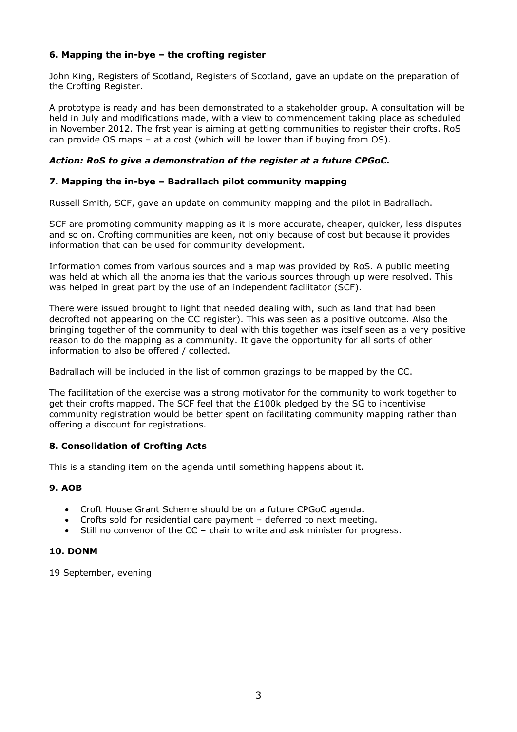### 6. Mapping the in-bye – the crofting register

John King, Registers of Scotland, Registers of Scotland, gave an update on the preparation of the Crofting Register.

A prototype is ready and has been demonstrated to a stakeholder group. A consultation will be held in July and modifications made, with a view to commencement taking place as scheduled in November 2012. The frst year is aiming at getting communities to register their crofts. RoS can provide OS maps – at a cost (which will be lower than if buying from OS).

***Action: RoS to give a demonstration of the register at a future CPGoC.***

### 7. Mapping the in-bye – Badrallach pilot community mapping

Russell Smith, SCF, gave an update on community mapping and the pilot in Badrallach.

SCF are promoting community mapping as it is more accurate, cheaper, quicker, less disputes and so on. Crofting communities are keen, not only because of cost but because it provides information that can be used for community development.

Information comes from various sources and a map was provided by RoS. A public meeting was held at which all the anomalies that the various sources through up were resolved. This was helped in great part by the use of an independent facilitator (SCF).

There were issued brought to light that needed dealing with, such as land that had been decrofted not appearing on the CC register). This was seen as a positive outcome. Also the bringing together of the community to deal with this together was itself seen as a very positive reason to do the mapping as a community. It gave the opportunity for all sorts of other information to also be offered / collected.

Badrallach will be included in the list of common grazings to be mapped by the CC.

The facilitation of the exercise was a strong motivator for the community to work together to get their crofts mapped. The SCF feel that the £100k pledged by the SG to incentivise community registration would be better spent on facilitating community mapping rather than offering a discount for registrations.

### 8. Consolidation of Crofting Acts

This is a standing item on the agenda until something happens about it.

### 9. AOB

- Croft House Grant Scheme should be on a future CPGoC agenda.
- Crofts sold for residential care payment – deferred to next meeting.
- Still no convenor of the CC – chair to write and ask minister for progress.

### 10. DONM

19 September, evening